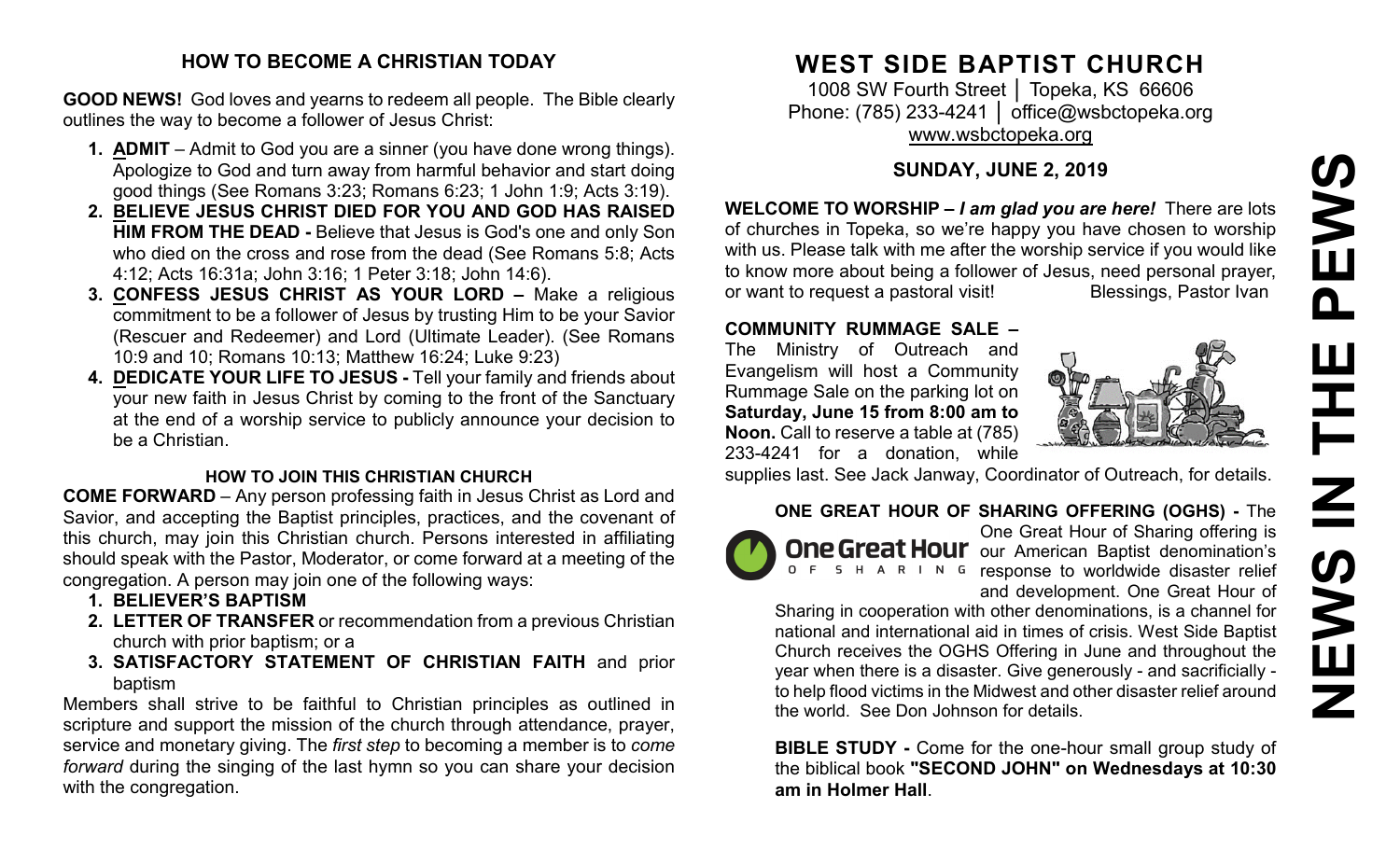## HOW TO BECOME A CHRISTIAN TODAY

**GOOD NEWS!** God loves and yearns to redeem all people. The Bible clearly outlines the way to become a follower of Jesus Christ:

1. **ADMIT** – Admit to God you are a sinner (you have done wrong things). Apologize to God and turn away from harmful behavior and start doing good things (See Romans 3:23; Romans 6:23; 1 John 1:9; Acts 3:19).
2. **BELIEVE JESUS CHRIST DIED FOR YOU AND GOD HAS RAISED HIM FROM THE DEAD -** Believe that Jesus is God's one and only Son who died on the cross and rose from the dead (See Romans 5:8; Acts 4:12; Acts 16:31a; John 3:16; 1 Peter 3:18; John 14:6).
3. **CONFESS JESUS CHRIST AS YOUR LORD –** Make a religious commitment to be a follower of Jesus by trusting Him to be your Savior (Rescuer and Redeemer) and Lord (Ultimate Leader). (See Romans 10:9 and 10; Romans 10:13; Matthew 16:24; Luke 9:23)
4. **DEDICATE YOUR LIFE TO JESUS -** Tell your family and friends about your new faith in Jesus Christ by coming to the front of the Sanctuary at the end of a worship service to publicly announce your decision to be a Christian.

### HOW TO JOIN THIS CHRISTIAN CHURCH

**COME FORWARD** – Any person professing faith in Jesus Christ as Lord and Savior, and accepting the Baptist principles, practices, and the covenant of this church, may join this Christian church. Persons interested in affiliating should speak with the Pastor, Moderator, or come forward at a meeting of the congregation. A person may join one of the following ways:

1. **BELIEVER'S BAPTISM**
2. **LETTER OF TRANSFER** or recommendation from a previous Christian church with prior baptism; or a
3. **SATISFACTORY STATEMENT OF CHRISTIAN FAITH** and prior baptism

Members shall strive to be faithful to Christian principles as outlined in scripture and support the mission of the church through attendance, prayer, service and monetary giving. The *first step* to becoming a member is to *come forward* during the singing of the last hymn so you can share your decision with the congregation.

# WEST SIDE BAPTIST CHURCH

1008 SW Fourth Street │ Topeka, KS 66606
Phone: (785) 233-4241 │ office@wsbctopeka.org
www.wsbctopeka.org

## SUNDAY, JUNE 2, 2019

# NEWS IN THE PEWS

**WELCOME TO WORSHIP –** ***I am glad you are here!*** There are lots of churches in Topeka, so we're happy you have chosen to worship with us. Please talk with me after the worship service if you would like to know more about being a follower of Jesus, need personal prayer, or want to request a pastoral visit! Blessings, Pastor Ivan

**COMMUNITY RUMMAGE SALE –** The Ministry of Outreach and Evangelism will host a Community Rummage Sale on the parking lot on **Saturday, June 15 from 8:00 am to Noon.** Call to reserve a table at (785) 233-4241 for a donation, while supplies last. See Jack Janway, Coordinator of Outreach, for details.

**ONE GREAT HOUR OF SHARING OFFERING (OGHS) -** The One Great Hour of Sharing offering is our American Baptist denomination's response to worldwide disaster relief and development. One Great Hour of Sharing in cooperation with other denominations, is a channel for national and international aid in times of crisis. West Side Baptist Church receives the OGHS Offering in June and throughout the year when there is a disaster. Give generously - and sacrificially - to help flood victims in the Midwest and other disaster relief around the world. See Don Johnson for details.

**BIBLE STUDY -** Come for the one-hour small group study of the biblical book **"SECOND JOHN" on Wednesdays at 10:30 am in Holmer Hall**.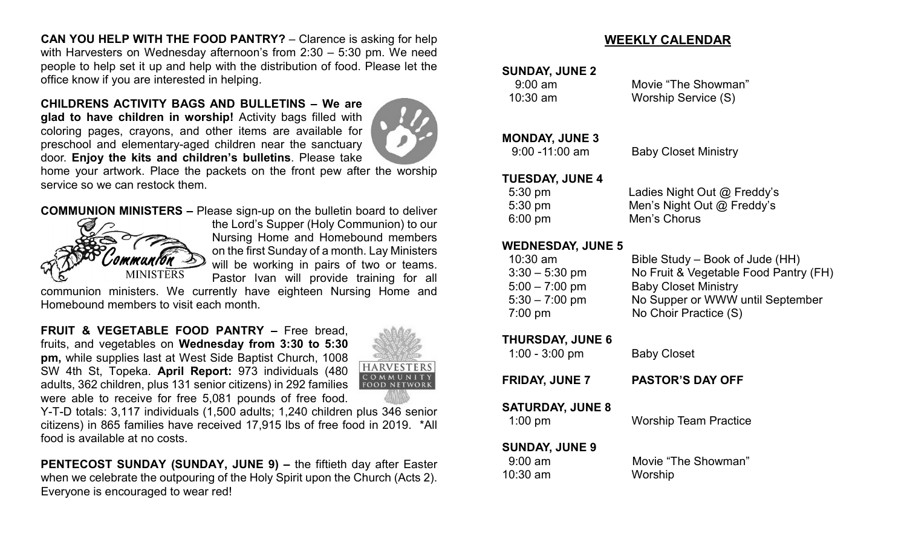**CAN YOU HELP WITH THE FOOD PANTRY?** – Clarence is asking for help with Harvesters on Wednesday afternoon's from 2:30 – 5:30 pm. We need people to help set it up and help with the distribution of food. Please let the office know if you are interested in helping.

**CHILDRENS ACTIVITY BAGS AND BULLETINS – We are glad to have children in worship!** Activity bags filled with coloring pages, crayons, and other items are available for preschool and elementary-aged children near the sanctuary door. **Enjoy the kits and children's bulletins**. Please take home your artwork. Place the packets on the front pew after the worship service so we can restock them.

**COMMUNION MINISTERS –** Please sign-up on the bulletin board to deliver the Lord's Supper (Holy Communion) to our Nursing Home and Homebound members on the first Sunday of a month. Lay Ministers will be working in pairs of two or teams. Pastor Ivan will provide training for all communion ministers. We currently have eighteen Nursing Home and Homebound members to visit each month.

**FRUIT & VEGETABLE FOOD PANTRY –** Free bread, fruits, and vegetables on **Wednesday from 3:30 to 5:30 pm,** while supplies last at West Side Baptist Church, 1008 SW 4th St, Topeka. **April Report:** 973 individuals (480 adults, 362 children, plus 131 senior citizens) in 292 families were able to receive for free 5,081 pounds of free food. Y-T-D totals: 3,117 individuals (1,500 adults; 1,240 children plus 346 senior citizens) in 865 families have received 17,915 lbs of free food in 2019. *All food is available at no costs.

**PENTECOST SUNDAY (SUNDAY, JUNE 9) –** the fiftieth day after Easter when we celebrate the outpouring of the Holy Spirit upon the Church (Acts 2). Everyone is encouraged to wear red!

## WEEKLY CALENDAR

**SUNDAY, JUNE 2**

| | |
|---|---|
| 9:00 am | Movie "The Showman" |
| 10:30 am | Worship Service (S) |

**MONDAY, JUNE 3**

| | |
|---|---|
| 9:00 -11:00 am | Baby Closet Ministry |

**TUESDAY, JUNE 4**

| | |
|---|---|
| 5:30 pm | Ladies Night Out @ Freddy's |
| 5:30 pm | Men's Night Out @ Freddy's |
| 6:00 pm | Men's Chorus |

**WEDNESDAY, JUNE 5**

| | |
|---|---|
| 10:30 am | Bible Study – Book of Jude (HH) |
| 3:30 – 5:30 pm | No Fruit & Vegetable Food Pantry (FH) |
| 5:00 – 7:00 pm | Baby Closet Ministry |
| 5:30 – 7:00 pm | No Supper or WWW until September |
| 7:00 pm | No Choir Practice (S) |

**THURSDAY, JUNE 6**

| | |
|---|---|
| 1:00 - 3:00 pm | Baby Closet |

**FRIDAY, JUNE 7** **PASTOR'S DAY OFF**

**SATURDAY, JUNE 8**

| | |
|---|---|
| 1:00 pm | Worship Team Practice |

**SUNDAY, JUNE 9**

| | |
|---|---|
| 9:00 am | Movie "The Showman" |
| 10:30 am | Worship |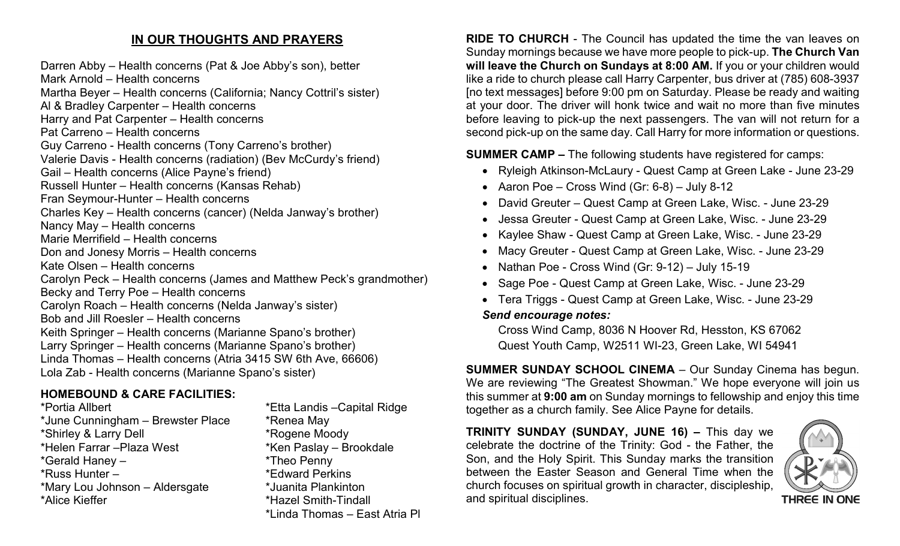## IN OUR THOUGHTS AND PRAYERS

Darren Abby – Health concerns (Pat & Joe Abby's son), better
Mark Arnold – Health concerns
Martha Beyer – Health concerns (California; Nancy Cottril's sister)
Al & Bradley Carpenter – Health concerns
Harry and Pat Carpenter – Health concerns
Pat Carreno – Health concerns
Guy Carreno - Health concerns (Tony Carreno's brother)
Valerie Davis - Health concerns (radiation) (Bev McCurdy's friend)
Gail – Health concerns (Alice Payne's friend)
Russell Hunter – Health concerns (Kansas Rehab)
Fran Seymour-Hunter – Health concerns
Charles Key – Health concerns (cancer) (Nelda Janway's brother)
Nancy May – Health concerns
Marie Merrifield – Health concerns
Don and Jonesy Morris – Health concerns
Kate Olsen – Health concerns
Carolyn Peck – Health concerns (James and Matthew Peck's grandmother)
Becky and Terry Poe – Health concerns
Carolyn Roach – Health concerns (Nelda Janway's sister)
Bob and Jill Roesler – Health concerns
Keith Springer – Health concerns (Marianne Spano's brother)
Larry Springer – Health concerns (Marianne Spano's brother)
Linda Thomas – Health concerns (Atria 3415 SW 6th Ave, 66606)
Lola Zab - Health concerns (Marianne Spano's sister)

**HOMEBOUND & CARE FACILITIES:**

*Portia Allbert
*June Cunningham – Brewster Place
*Shirley & Larry Dell
*Helen Farrar –Plaza West
*Gerald Haney –
*Russ Hunter –
*Mary Lou Johnson – Aldersgate
*Alice Kieffer
*Etta Landis –Capital Ridge
*Renea May
*Rogene Moody
*Ken Paslay – Brookdale
*Theo Penny
*Edward Perkins
*Juanita Plankinton
*Hazel Smith-Tindall
*Linda Thomas – East Atria Pl

**RIDE TO CHURCH** - The Council has updated the time the van leaves on Sunday mornings because we have more people to pick-up. **The Church Van will leave the Church on Sundays at 8:00 AM.** If you or your children would like a ride to church please call Harry Carpenter, bus driver at (785) 608-3937 [no text messages] before 9:00 pm on Saturday. Please be ready and waiting at your door. The driver will honk twice and wait no more than five minutes before leaving to pick-up the next passengers. The van will not return for a second pick-up on the same day. Call Harry for more information or questions.

**SUMMER CAMP –** The following students have registered for camps:

- Ryleigh Atkinson-McLaury - Quest Camp at Green Lake - June 23-29
- Aaron Poe – Cross Wind (Gr: 6-8) – July 8-12
- David Greuter – Quest Camp at Green Lake, Wisc. - June 23-29
- Jessa Greuter - Quest Camp at Green Lake, Wisc. - June 23-29
- Kaylee Shaw - Quest Camp at Green Lake, Wisc. - June 23-29
- Macy Greuter - Quest Camp at Green Lake, Wisc. - June 23-29
- Nathan Poe - Cross Wind (Gr: 9-12) – July 15-19
- Sage Poe - Quest Camp at Green Lake, Wisc. - June 23-29
- Tera Triggs - Quest Camp at Green Lake, Wisc. - June 23-29

***Send encourage notes:***

Cross Wind Camp, 8036 N Hoover Rd, Hesston, KS 67062
Quest Youth Camp, W2511 WI-23, Green Lake, WI 54941

**SUMMER SUNDAY SCHOOL CINEMA** – Our Sunday Cinema has begun. We are reviewing "The Greatest Showman." We hope everyone will join us this summer at **9:00 am** on Sunday mornings to fellowship and enjoy this time together as a church family. See Alice Payne for details.

**TRINITY SUNDAY (SUNDAY, JUNE 16) –** This day we celebrate the doctrine of the Trinity: God - the Father, the Son, and the Holy Spirit. This Sunday marks the transition between the Easter Season and General Time when the church focuses on spiritual growth in character, discipleship, and spiritual disciplines.

THREE IN ONE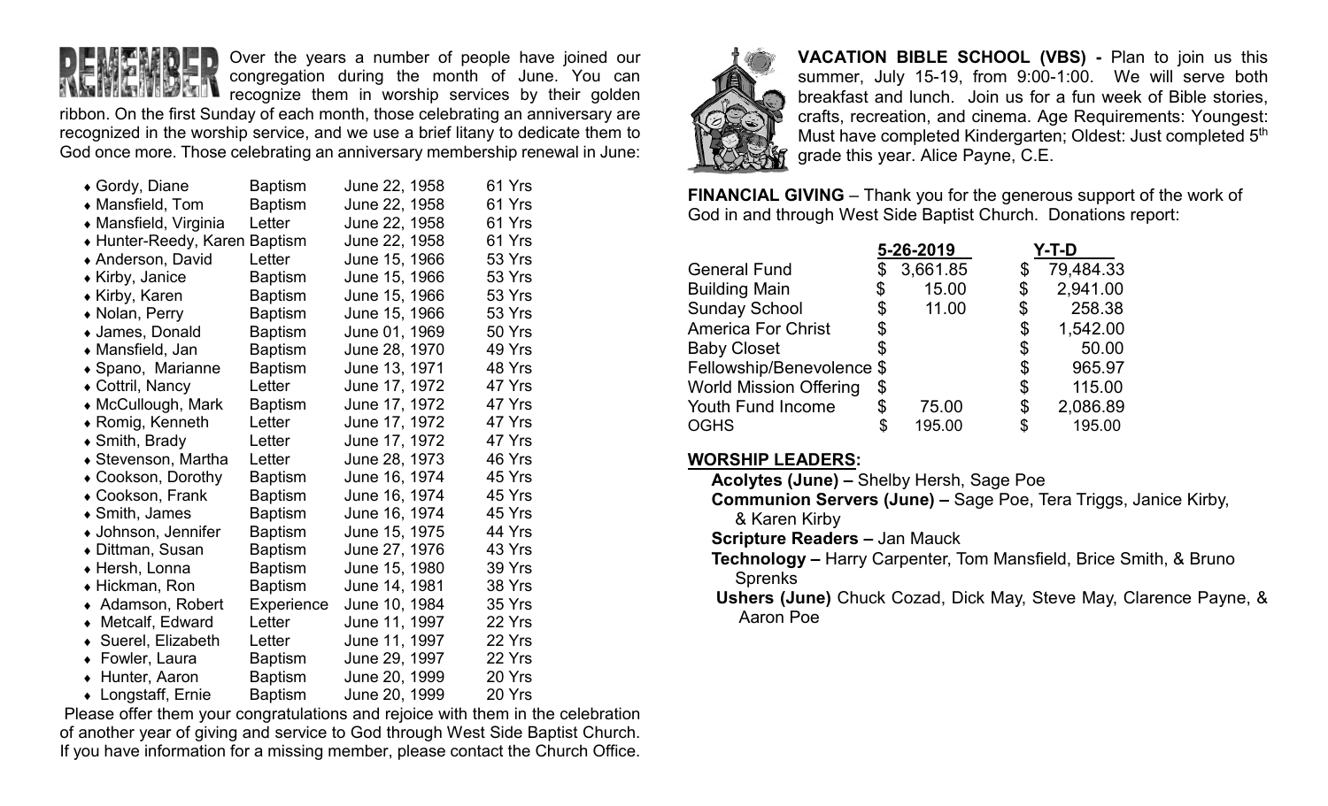**REMEMBER** Over the years a number of people have joined our congregation during the month of June. You can recognize them in worship services by their golden ribbon. On the first Sunday of each month, those celebrating an anniversary are recognized in the worship service, and we use a brief litany to dedicate them to God once more. Those celebrating an anniversary membership renewal in June:

| | | | |
|---|---|---|---|
| ♦ Gordy, Diane | Baptism | June 22, 1958 | 61 Yrs |
| ♦ Mansfield, Tom | Baptism | June 22, 1958 | 61 Yrs |
| ♦ Mansfield, Virginia | Letter | June 22, 1958 | 61 Yrs |
| ♦ Hunter-Reedy, Karen | Baptism | June 22, 1958 | 61 Yrs |
| ♦ Anderson, David | Letter | June 15, 1966 | 53 Yrs |
| ♦ Kirby, Janice | Baptism | June 15, 1966 | 53 Yrs |
| ♦ Kirby, Karen | Baptism | June 15, 1966 | 53 Yrs |
| ♦ Nolan, Perry | Baptism | June 15, 1966 | 53 Yrs |
| ♦ James, Donald | Baptism | June 01, 1969 | 50 Yrs |
| ♦ Mansfield, Jan | Baptism | June 28, 1970 | 49 Yrs |
| ♦ Spano, Marianne | Baptism | June 13, 1971 | 48 Yrs |
| ♦ Cottril, Nancy | Letter | June 17, 1972 | 47 Yrs |
| ♦ McCullough, Mark | Baptism | June 17, 1972 | 47 Yrs |
| ♦ Romig, Kenneth | Letter | June 17, 1972 | 47 Yrs |
| ♦ Smith, Brady | Letter | June 17, 1972 | 47 Yrs |
| ♦ Stevenson, Martha | Letter | June 28, 1973 | 46 Yrs |
| ♦ Cookson, Dorothy | Baptism | June 16, 1974 | 45 Yrs |
| ♦ Cookson, Frank | Baptism | June 16, 1974 | 45 Yrs |
| ♦ Smith, James | Baptism | June 16, 1974 | 45 Yrs |
| ♦ Johnson, Jennifer | Baptism | June 15, 1975 | 44 Yrs |
| ♦ Dittman, Susan | Baptism | June 27, 1976 | 43 Yrs |
| ♦ Hersh, Lonna | Baptism | June 15, 1980 | 39 Yrs |
| ♦ Hickman, Ron | Baptism | June 14, 1981 | 38 Yrs |
| ♦ Adamson, Robert | Experience | June 10, 1984 | 35 Yrs |
| ♦ Metcalf, Edward | Letter | June 11, 1997 | 22 Yrs |
| ♦ Suerel, Elizabeth | Letter | June 11, 1997 | 22 Yrs |
| ♦ Fowler, Laura | Baptism | June 29, 1997 | 22 Yrs |
| ♦ Hunter, Aaron | Baptism | June 20, 1999 | 20 Yrs |
| ♦ Longstaff, Ernie | Baptism | June 20, 1999 | 20 Yrs |

Please offer them your congratulations and rejoice with them in the celebration of another year of giving and service to God through West Side Baptist Church. If you have information for a missing member, please contact the Church Office.

**VACATION BIBLE SCHOOL (VBS) -** Plan to join us this summer, July 15-19, from 9:00-1:00. We will serve both breakfast and lunch. Join us for a fun week of Bible stories, crafts, recreation, and cinema. Age Requirements: Youngest: Must have completed Kindergarten; Oldest: Just completed 5th grade this year. Alice Payne, C.E.

**FINANCIAL GIVING** – Thank you for the generous support of the work of God in and through West Side Baptist Church. Donations report:

| | 5-26-2019 | Y-T-D |
|---|---|---|
| General Fund | $ 3,661.85 | $ 79,484.33 |
| Building Main | $ 15.00 | $ 2,941.00 |
| Sunday School | $ 11.00 | $ 258.38 |
| America For Christ | $ | $ 1,542.00 |
| Baby Closet | $ | $ 50.00 |
| Fellowship/Benevolence | $ | $ 965.97 |
| World Mission Offering | $ | $ 115.00 |
| Youth Fund Income | $ 75.00 | $ 2,086.89 |
| OGHS | $ 195.00 | $ 195.00 |

**WORSHIP LEADERS:**

**Acolytes (June) –** Shelby Hersh, Sage Poe

**Communion Servers (June) –** Sage Poe, Tera Triggs, Janice Kirby, & Karen Kirby

**Scripture Readers –** Jan Mauck

**Technology –** Harry Carpenter, Tom Mansfield, Brice Smith, & Bruno Sprenks

**Ushers (June)** Chuck Cozad, Dick May, Steve May, Clarence Payne, & Aaron Poe